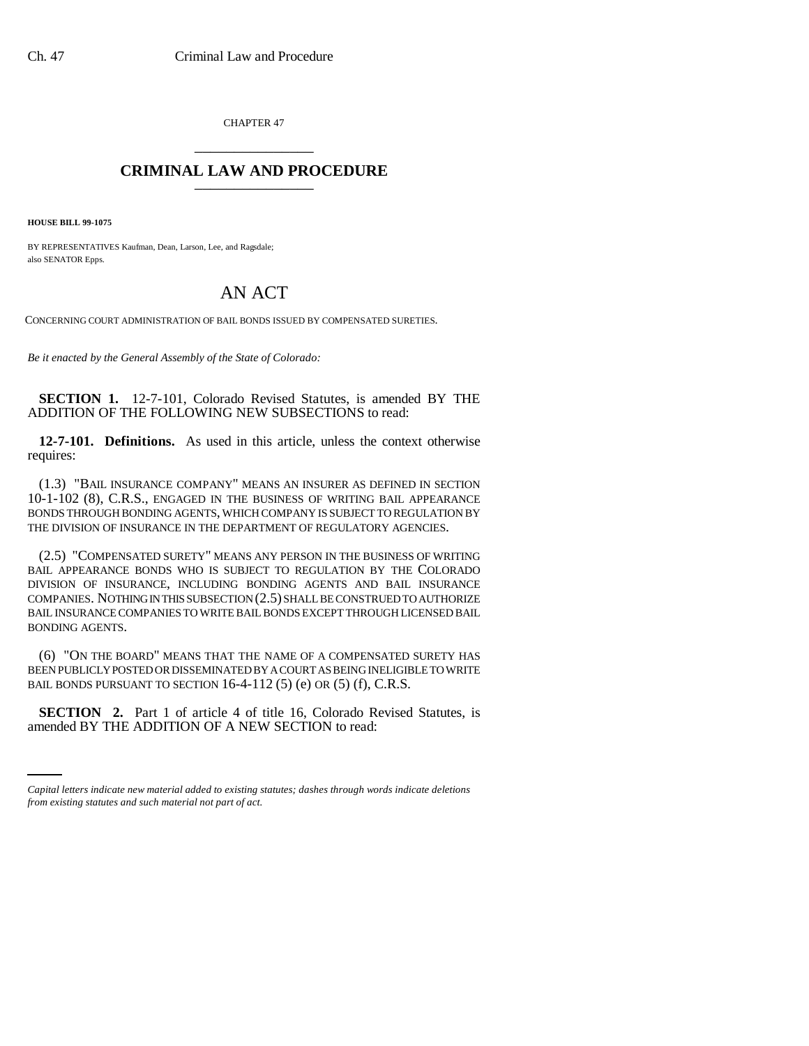CHAPTER 47

# CRIMINAL LAW AND PROCEDURE

**HOUSE BILL 99-1075**

BY REPRESENTATIVES Kaufman, Dean, Larson, Lee, and Ragsdale; also SENATOR Epps.

# AN ACT

CONCERNING COURT ADMINISTRATION OF BAIL BONDS ISSUED BY COMPENSATED SURETIES.

*Be it enacted by the General Assembly of the State of Colorado:*

**SECTION 1.** 12-7-101, Colorado Revised Statutes, is amended BY THE ADDITION OF THE FOLLOWING NEW SUBSECTIONS to read:

**12-7-101. Definitions.** As used in this article, unless the context otherwise requires:

(1.3) "BAIL INSURANCE COMPANY" MEANS AN INSURER AS DEFINED IN SECTION 10-1-102 (8), C.R.S., ENGAGED IN THE BUSINESS OF WRITING BAIL APPEARANCE BONDS THROUGH BONDING AGENTS, WHICH COMPANY IS SUBJECT TO REGULATION BY THE DIVISION OF INSURANCE IN THE DEPARTMENT OF REGULATORY AGENCIES.

(2.5) "COMPENSATED SURETY" MEANS ANY PERSON IN THE BUSINESS OF WRITING BAIL APPEARANCE BONDS WHO IS SUBJECT TO REGULATION BY THE COLORADO DIVISION OF INSURANCE, INCLUDING BONDING AGENTS AND BAIL INSURANCE COMPANIES. NOTHING IN THIS SUBSECTION (2.5) SHALL BE CONSTRUED TO AUTHORIZE BAIL INSURANCE COMPANIES TO WRITE BAIL BONDS EXCEPT THROUGH LICENSED BAIL BONDING AGENTS.

(6) "ON THE BOARD" MEANS THAT THE NAME OF A COMPENSATED SURETY HAS BEEN PUBLICLY POSTED OR DISSEMINATED BY A COURT AS BEING INELIGIBLE TO WRITE BAIL BONDS PURSUANT TO SECTION 16-4-112 (5) (e) OR (5) (f), C.R.S.

**SECTION 2.** Part 1 of article 4 of title 16, Colorado Revised Statutes, is amended BY THE ADDITION OF A NEW SECTION to read:

*Capital letters indicate new material added to existing statutes; dashes through words indicate deletions from existing statutes and such material not part of act.*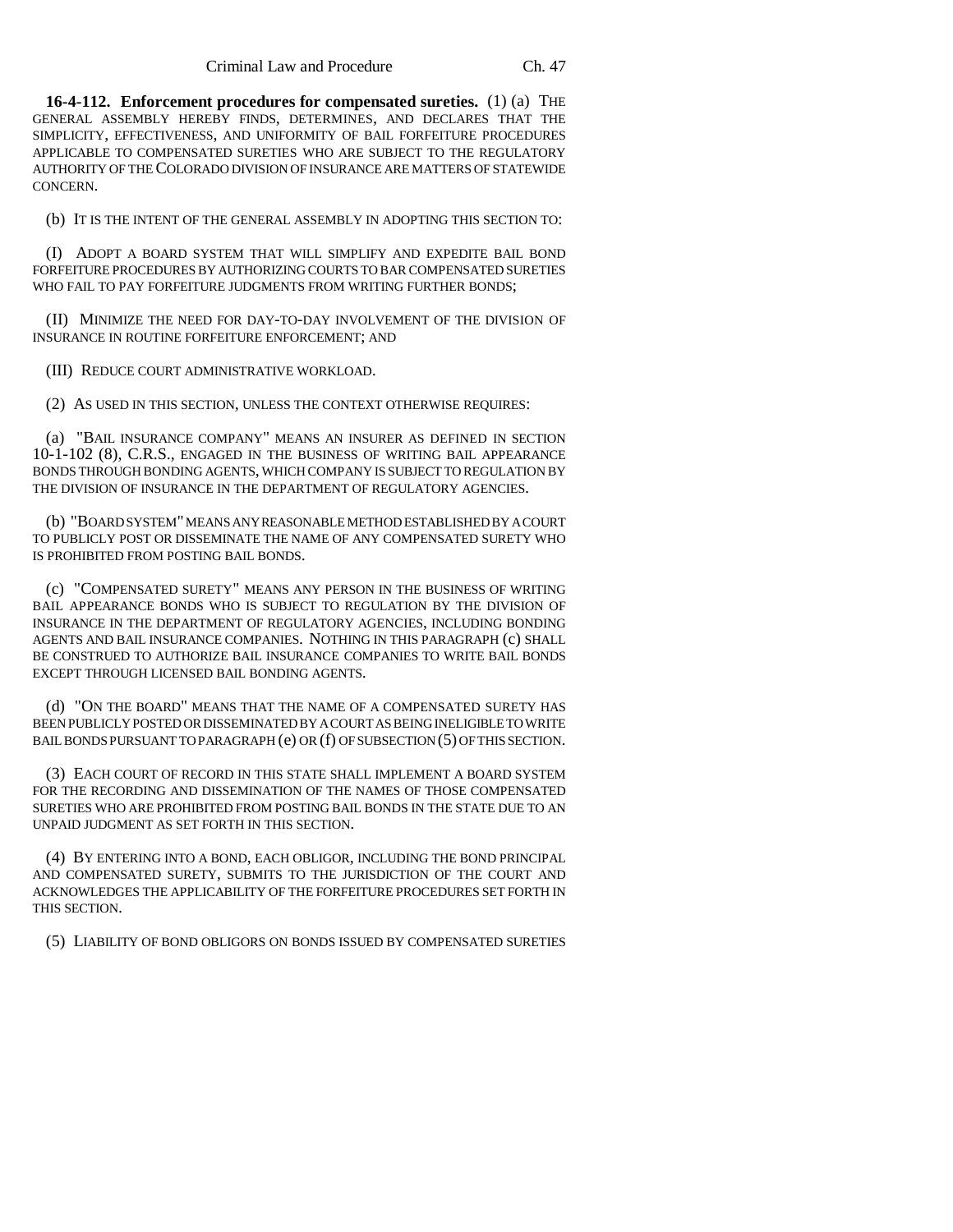**16-4-112. Enforcement procedures for compensated sureties.** (1) (a) THE GENERAL ASSEMBLY HEREBY FINDS, DETERMINES, AND DECLARES THAT THE SIMPLICITY, EFFECTIVENESS, AND UNIFORMITY OF BAIL FORFEITURE PROCEDURES APPLICABLE TO COMPENSATED SURETIES WHO ARE SUBJECT TO THE REGULATORY AUTHORITY OF THE COLORADO DIVISION OF INSURANCE ARE MATTERS OF STATEWIDE CONCERN.

(b) IT IS THE INTENT OF THE GENERAL ASSEMBLY IN ADOPTING THIS SECTION TO:

(I) ADOPT A BOARD SYSTEM THAT WILL SIMPLIFY AND EXPEDITE BAIL BOND FORFEITURE PROCEDURES BY AUTHORIZING COURTS TO BAR COMPENSATED SURETIES WHO FAIL TO PAY FORFEITURE JUDGMENTS FROM WRITING FURTHER BONDS;

(II) MINIMIZE THE NEED FOR DAY-TO-DAY INVOLVEMENT OF THE DIVISION OF INSURANCE IN ROUTINE FORFEITURE ENFORCEMENT; AND

(III) REDUCE COURT ADMINISTRATIVE WORKLOAD.

(2) AS USED IN THIS SECTION, UNLESS THE CONTEXT OTHERWISE REQUIRES:

(a) "BAIL INSURANCE COMPANY" MEANS AN INSURER AS DEFINED IN SECTION 10-1-102 (8), C.R.S., ENGAGED IN THE BUSINESS OF WRITING BAIL APPEARANCE BONDS THROUGH BONDING AGENTS, WHICH COMPANY IS SUBJECT TO REGULATION BY THE DIVISION OF INSURANCE IN THE DEPARTMENT OF REGULATORY AGENCIES.

(b) "BOARD SYSTEM" MEANS ANY REASONABLE METHOD ESTABLISHED BY A COURT TO PUBLICLY POST OR DISSEMINATE THE NAME OF ANY COMPENSATED SURETY WHO IS PROHIBITED FROM POSTING BAIL BONDS.

(c) "COMPENSATED SURETY" MEANS ANY PERSON IN THE BUSINESS OF WRITING BAIL APPEARANCE BONDS WHO IS SUBJECT TO REGULATION BY THE DIVISION OF INSURANCE IN THE DEPARTMENT OF REGULATORY AGENCIES, INCLUDING BONDING AGENTS AND BAIL INSURANCE COMPANIES. NOTHING IN THIS PARAGRAPH (c) SHALL BE CONSTRUED TO AUTHORIZE BAIL INSURANCE COMPANIES TO WRITE BAIL BONDS EXCEPT THROUGH LICENSED BAIL BONDING AGENTS.

(d) "ON THE BOARD" MEANS THAT THE NAME OF A COMPENSATED SURETY HAS BEEN PUBLICLY POSTED OR DISSEMINATED BY A COURT AS BEING INELIGIBLE TO WRITE BAIL BONDS PURSUANT TO PARAGRAPH (e) OR (f) OF SUBSECTION (5) OF THIS SECTION.

(3) EACH COURT OF RECORD IN THIS STATE SHALL IMPLEMENT A BOARD SYSTEM FOR THE RECORDING AND DISSEMINATION OF THE NAMES OF THOSE COMPENSATED SURETIES WHO ARE PROHIBITED FROM POSTING BAIL BONDS IN THE STATE DUE TO AN UNPAID JUDGMENT AS SET FORTH IN THIS SECTION.

(4) BY ENTERING INTO A BOND, EACH OBLIGOR, INCLUDING THE BOND PRINCIPAL AND COMPENSATED SURETY, SUBMITS TO THE JURISDICTION OF THE COURT AND ACKNOWLEDGES THE APPLICABILITY OF THE FORFEITURE PROCEDURES SET FORTH IN THIS SECTION.

(5) LIABILITY OF BOND OBLIGORS ON BONDS ISSUED BY COMPENSATED SURETIES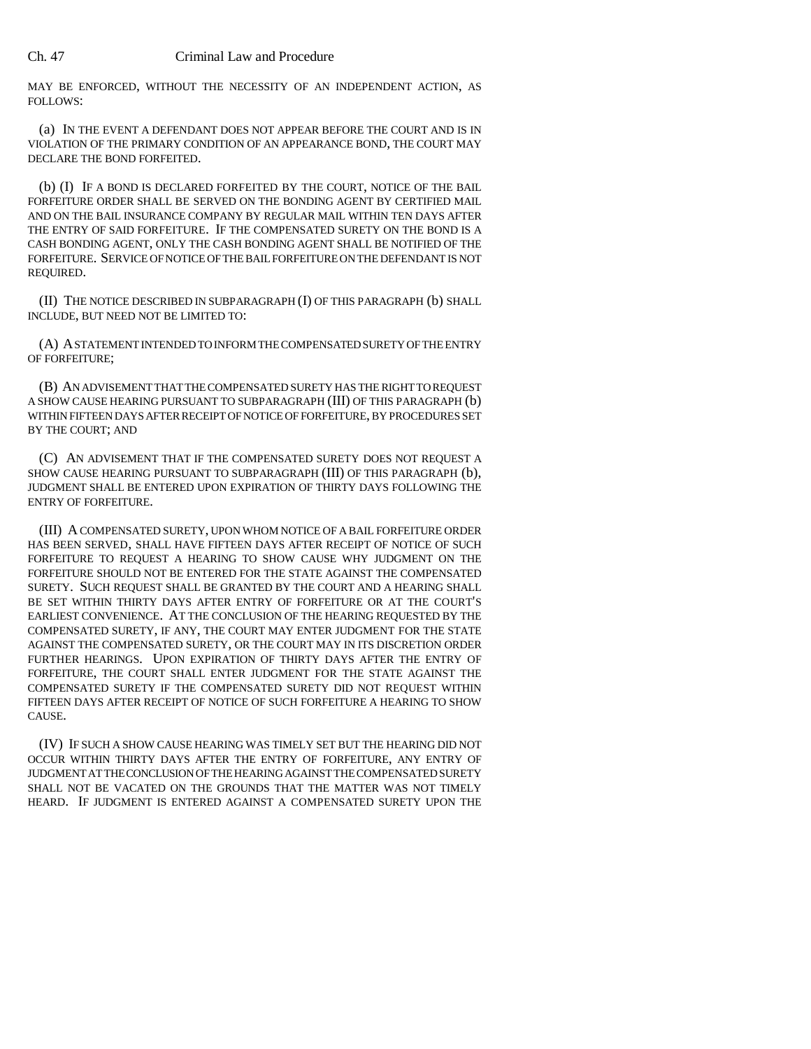MAY BE ENFORCED, WITHOUT THE NECESSITY OF AN INDEPENDENT ACTION, AS FOLLOWS:

(a) IN THE EVENT A DEFENDANT DOES NOT APPEAR BEFORE THE COURT AND IS IN VIOLATION OF THE PRIMARY CONDITION OF AN APPEARANCE BOND, THE COURT MAY DECLARE THE BOND FORFEITED.

(b) (I) IF A BOND IS DECLARED FORFEITED BY THE COURT, NOTICE OF THE BAIL FORFEITURE ORDER SHALL BE SERVED ON THE BONDING AGENT BY CERTIFIED MAIL AND ON THE BAIL INSURANCE COMPANY BY REGULAR MAIL WITHIN TEN DAYS AFTER THE ENTRY OF SAID FORFEITURE. IF THE COMPENSATED SURETY ON THE BOND IS A CASH BONDING AGENT, ONLY THE CASH BONDING AGENT SHALL BE NOTIFIED OF THE FORFEITURE. SERVICE OF NOTICE OF THE BAIL FORFEITURE ON THE DEFENDANT IS NOT REQUIRED.

(II) THE NOTICE DESCRIBED IN SUBPARAGRAPH (I) OF THIS PARAGRAPH (b) SHALL INCLUDE, BUT NEED NOT BE LIMITED TO:

(A) A STATEMENT INTENDED TO INFORM THE COMPENSATED SURETY OF THE ENTRY OF FORFEITURE;

(B) AN ADVISEMENT THAT THE COMPENSATED SURETY HAS THE RIGHT TO REQUEST A SHOW CAUSE HEARING PURSUANT TO SUBPARAGRAPH (III) OF THIS PARAGRAPH (b) WITHIN FIFTEEN DAYS AFTER RECEIPT OF NOTICE OF FORFEITURE, BY PROCEDURES SET BY THE COURT; AND

(C) AN ADVISEMENT THAT IF THE COMPENSATED SURETY DOES NOT REQUEST A SHOW CAUSE HEARING PURSUANT TO SUBPARAGRAPH (III) OF THIS PARAGRAPH (b), JUDGMENT SHALL BE ENTERED UPON EXPIRATION OF THIRTY DAYS FOLLOWING THE ENTRY OF FORFEITURE.

(III) A COMPENSATED SURETY, UPON WHOM NOTICE OF A BAIL FORFEITURE ORDER HAS BEEN SERVED, SHALL HAVE FIFTEEN DAYS AFTER RECEIPT OF NOTICE OF SUCH FORFEITURE TO REQUEST A HEARING TO SHOW CAUSE WHY JUDGMENT ON THE FORFEITURE SHOULD NOT BE ENTERED FOR THE STATE AGAINST THE COMPENSATED SURETY. SUCH REQUEST SHALL BE GRANTED BY THE COURT AND A HEARING SHALL BE SET WITHIN THIRTY DAYS AFTER ENTRY OF FORFEITURE OR AT THE COURT'S EARLIEST CONVENIENCE. AT THE CONCLUSION OF THE HEARING REQUESTED BY THE COMPENSATED SURETY, IF ANY, THE COURT MAY ENTER JUDGMENT FOR THE STATE AGAINST THE COMPENSATED SURETY, OR THE COURT MAY IN ITS DISCRETION ORDER FURTHER HEARINGS. UPON EXPIRATION OF THIRTY DAYS AFTER THE ENTRY OF FORFEITURE, THE COURT SHALL ENTER JUDGMENT FOR THE STATE AGAINST THE COMPENSATED SURETY IF THE COMPENSATED SURETY DID NOT REQUEST WITHIN FIFTEEN DAYS AFTER RECEIPT OF NOTICE OF SUCH FORFEITURE A HEARING TO SHOW CAUSE.

(IV) IF SUCH A SHOW CAUSE HEARING WAS TIMELY SET BUT THE HEARING DID NOT OCCUR WITHIN THIRTY DAYS AFTER THE ENTRY OF FORFEITURE, ANY ENTRY OF JUDGMENT AT THE CONCLUSION OF THE HEARING AGAINST THE COMPENSATED SURETY SHALL NOT BE VACATED ON THE GROUNDS THAT THE MATTER WAS NOT TIMELY HEARD. IF JUDGMENT IS ENTERED AGAINST A COMPENSATED SURETY UPON THE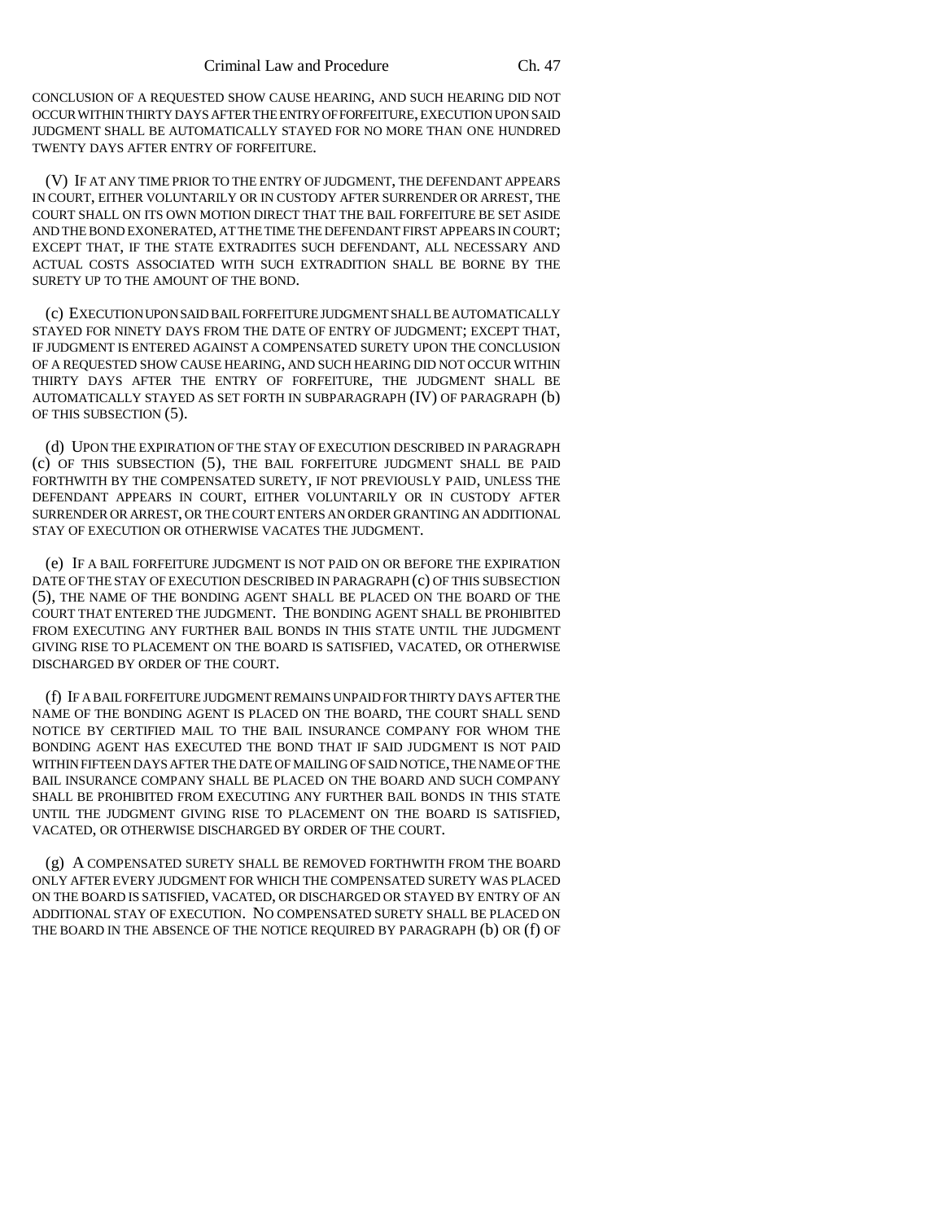CONCLUSION OF A REQUESTED SHOW CAUSE HEARING, AND SUCH HEARING DID NOT OCCUR WITHIN THIRTY DAYS AFTER THE ENTRY OF FORFEITURE, EXECUTION UPON SAID JUDGMENT SHALL BE AUTOMATICALLY STAYED FOR NO MORE THAN ONE HUNDRED TWENTY DAYS AFTER ENTRY OF FORFEITURE.

(V) IF AT ANY TIME PRIOR TO THE ENTRY OF JUDGMENT, THE DEFENDANT APPEARS IN COURT, EITHER VOLUNTARILY OR IN CUSTODY AFTER SURRENDER OR ARREST, THE COURT SHALL ON ITS OWN MOTION DIRECT THAT THE BAIL FORFEITURE BE SET ASIDE AND THE BOND EXONERATED, AT THE TIME THE DEFENDANT FIRST APPEARS IN COURT; EXCEPT THAT, IF THE STATE EXTRADITES SUCH DEFENDANT, ALL NECESSARY AND ACTUAL COSTS ASSOCIATED WITH SUCH EXTRADITION SHALL BE BORNE BY THE SURETY UP TO THE AMOUNT OF THE BOND.

(c) EXECUTION UPON SAID BAIL FORFEITURE JUDGMENT SHALL BE AUTOMATICALLY STAYED FOR NINETY DAYS FROM THE DATE OF ENTRY OF JUDGMENT; EXCEPT THAT, IF JUDGMENT IS ENTERED AGAINST A COMPENSATED SURETY UPON THE CONCLUSION OF A REQUESTED SHOW CAUSE HEARING, AND SUCH HEARING DID NOT OCCUR WITHIN THIRTY DAYS AFTER THE ENTRY OF FORFEITURE, THE JUDGMENT SHALL BE AUTOMATICALLY STAYED AS SET FORTH IN SUBPARAGRAPH (IV) OF PARAGRAPH (b) OF THIS SUBSECTION (5).

(d) UPON THE EXPIRATION OF THE STAY OF EXECUTION DESCRIBED IN PARAGRAPH (c) OF THIS SUBSECTION (5), THE BAIL FORFEITURE JUDGMENT SHALL BE PAID FORTHWITH BY THE COMPENSATED SURETY, IF NOT PREVIOUSLY PAID, UNLESS THE DEFENDANT APPEARS IN COURT, EITHER VOLUNTARILY OR IN CUSTODY AFTER SURRENDER OR ARREST, OR THE COURT ENTERS AN ORDER GRANTING AN ADDITIONAL STAY OF EXECUTION OR OTHERWISE VACATES THE JUDGMENT.

(e) IF A BAIL FORFEITURE JUDGMENT IS NOT PAID ON OR BEFORE THE EXPIRATION DATE OF THE STAY OF EXECUTION DESCRIBED IN PARAGRAPH (c) OF THIS SUBSECTION (5), THE NAME OF THE BONDING AGENT SHALL BE PLACED ON THE BOARD OF THE COURT THAT ENTERED THE JUDGMENT. THE BONDING AGENT SHALL BE PROHIBITED FROM EXECUTING ANY FURTHER BAIL BONDS IN THIS STATE UNTIL THE JUDGMENT GIVING RISE TO PLACEMENT ON THE BOARD IS SATISFIED, VACATED, OR OTHERWISE DISCHARGED BY ORDER OF THE COURT.

(f) IF A BAIL FORFEITURE JUDGMENT REMAINS UNPAID FOR THIRTY DAYS AFTER THE NAME OF THE BONDING AGENT IS PLACED ON THE BOARD, THE COURT SHALL SEND NOTICE BY CERTIFIED MAIL TO THE BAIL INSURANCE COMPANY FOR WHOM THE BONDING AGENT HAS EXECUTED THE BOND THAT IF SAID JUDGMENT IS NOT PAID WITHIN FIFTEEN DAYS AFTER THE DATE OF MAILING OF SAID NOTICE, THE NAME OF THE BAIL INSURANCE COMPANY SHALL BE PLACED ON THE BOARD AND SUCH COMPANY SHALL BE PROHIBITED FROM EXECUTING ANY FURTHER BAIL BONDS IN THIS STATE UNTIL THE JUDGMENT GIVING RISE TO PLACEMENT ON THE BOARD IS SATISFIED, VACATED, OR OTHERWISE DISCHARGED BY ORDER OF THE COURT.

(g) A COMPENSATED SURETY SHALL BE REMOVED FORTHWITH FROM THE BOARD ONLY AFTER EVERY JUDGMENT FOR WHICH THE COMPENSATED SURETY WAS PLACED ON THE BOARD IS SATISFIED, VACATED, OR DISCHARGED OR STAYED BY ENTRY OF AN ADDITIONAL STAY OF EXECUTION. NO COMPENSATED SURETY SHALL BE PLACED ON THE BOARD IN THE ABSENCE OF THE NOTICE REQUIRED BY PARAGRAPH (b) OR (f) OF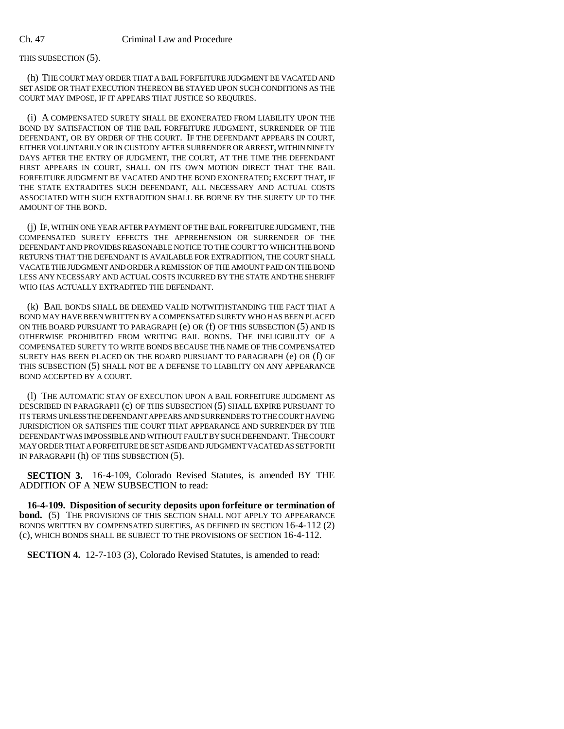THIS SUBSECTION (5).

(h) THE COURT MAY ORDER THAT A BAIL FORFEITURE JUDGMENT BE VACATED AND SET ASIDE OR THAT EXECUTION THEREON BE STAYED UPON SUCH CONDITIONS AS THE COURT MAY IMPOSE, IF IT APPEARS THAT JUSTICE SO REQUIRES.

(i) A COMPENSATED SURETY SHALL BE EXONERATED FROM LIABILITY UPON THE BOND BY SATISFACTION OF THE BAIL FORFEITURE JUDGMENT, SURRENDER OF THE DEFENDANT, OR BY ORDER OF THE COURT. IF THE DEFENDANT APPEARS IN COURT, EITHER VOLUNTARILY OR IN CUSTODY AFTER SURRENDER OR ARREST, WITHIN NINETY DAYS AFTER THE ENTRY OF JUDGMENT, THE COURT, AT THE TIME THE DEFENDANT FIRST APPEARS IN COURT, SHALL ON ITS OWN MOTION DIRECT THAT THE BAIL FORFEITURE JUDGMENT BE VACATED AND THE BOND EXONERATED; EXCEPT THAT, IF THE STATE EXTRADITES SUCH DEFENDANT, ALL NECESSARY AND ACTUAL COSTS ASSOCIATED WITH SUCH EXTRADITION SHALL BE BORNE BY THE SURETY UP TO THE AMOUNT OF THE BOND.

(j) IF, WITHIN ONE YEAR AFTER PAYMENT OF THE BAIL FORFEITURE JUDGMENT, THE COMPENSATED SURETY EFFECTS THE APPREHENSION OR SURRENDER OF THE DEFENDANT AND PROVIDES REASONABLE NOTICE TO THE COURT TO WHICH THE BOND RETURNS THAT THE DEFENDANT IS AVAILABLE FOR EXTRADITION, THE COURT SHALL VACATE THE JUDGMENT AND ORDER A REMISSION OF THE AMOUNT PAID ON THE BOND LESS ANY NECESSARY AND ACTUAL COSTS INCURRED BY THE STATE AND THE SHERIFF WHO HAS ACTUALLY EXTRADITED THE DEFENDANT.

(k) BAIL BONDS SHALL BE DEEMED VALID NOTWITHSTANDING THE FACT THAT A BOND MAY HAVE BEEN WRITTEN BY A COMPENSATED SURETY WHO HAS BEEN PLACED ON THE BOARD PURSUANT TO PARAGRAPH (e) OR (f) OF THIS SUBSECTION (5) AND IS OTHERWISE PROHIBITED FROM WRITING BAIL BONDS. THE INELIGIBILITY OF A COMPENSATED SURETY TO WRITE BONDS BECAUSE THE NAME OF THE COMPENSATED SURETY HAS BEEN PLACED ON THE BOARD PURSUANT TO PARAGRAPH (e) OR (f) OF THIS SUBSECTION (5) SHALL NOT BE A DEFENSE TO LIABILITY ON ANY APPEARANCE BOND ACCEPTED BY A COURT.

(l) THE AUTOMATIC STAY OF EXECUTION UPON A BAIL FORFEITURE JUDGMENT AS DESCRIBED IN PARAGRAPH (c) OF THIS SUBSECTION (5) SHALL EXPIRE PURSUANT TO ITS TERMS UNLESS THE DEFENDANT APPEARS AND SURRENDERS TO THE COURT HAVING JURISDICTION OR SATISFIES THE COURT THAT APPEARANCE AND SURRENDER BY THE DEFENDANT WAS IMPOSSIBLE AND WITHOUT FAULT BY SUCH DEFENDANT. THE COURT MAY ORDER THAT A FORFEITURE BE SET ASIDE AND JUDGMENT VACATED AS SET FORTH IN PARAGRAPH (h) OF THIS SUBSECTION (5).

**SECTION 3.** 16-4-109, Colorado Revised Statutes, is amended BY THE ADDITION OF A NEW SUBSECTION to read:

**16-4-109. Disposition of security deposits upon forfeiture or termination of bond.** (5) THE PROVISIONS OF THIS SECTION SHALL NOT APPLY TO APPEARANCE BONDS WRITTEN BY COMPENSATED SURETIES, AS DEFINED IN SECTION 16-4-112 (2) (c), WHICH BONDS SHALL BE SUBJECT TO THE PROVISIONS OF SECTION 16-4-112.

**SECTION 4.** 12-7-103 (3), Colorado Revised Statutes, is amended to read: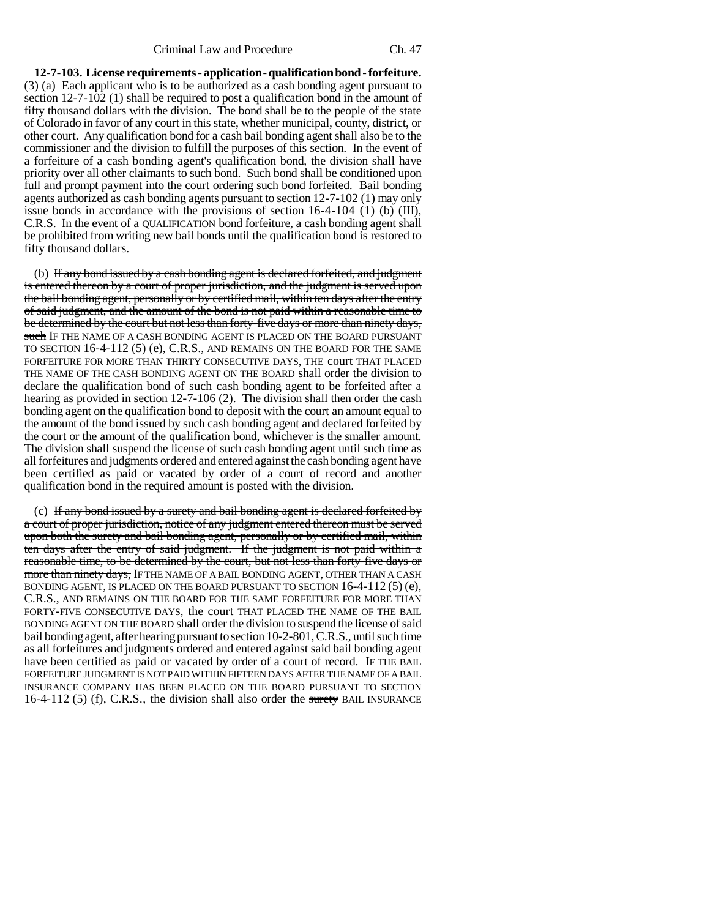**12-7-103. License requirements - application - qualification bond - forfeiture.** (3) (a) Each applicant who is to be authorized as a cash bonding agent pursuant to section 12-7-102 (1) shall be required to post a qualification bond in the amount of fifty thousand dollars with the division. The bond shall be to the people of the state of Colorado in favor of any court in this state, whether municipal, county, district, or other court. Any qualification bond for a cash bail bonding agent shall also be to the commissioner and the division to fulfill the purposes of this section. In the event of a forfeiture of a cash bonding agent's qualification bond, the division shall have priority over all other claimants to such bond. Such bond shall be conditioned upon full and prompt payment into the court ordering such bond forfeited. Bail bonding agents authorized as cash bonding agents pursuant to section 12-7-102 (1) may only issue bonds in accordance with the provisions of section 16-4-104 (1) (b) (III), C.R.S. In the event of a QUALIFICATION bond forfeiture, a cash bonding agent shall be prohibited from writing new bail bonds until the qualification bond is restored to fifty thousand dollars.

(b) ~~If any bond issued by a cash bonding agent is declared forfeited, and judgment is entered thereon by a court of proper jurisdiction, and the judgment is served upon the bail bonding agent, personally or by certified mail, within ten days after the entry of said judgment, and the amount of the bond is not paid within a reasonable time to be determined by the court but not less than forty-five days or more than ninety days, such~~ IF THE NAME OF A CASH BONDING AGENT IS PLACED ON THE BOARD PURSUANT TO SECTION 16-4-112 (5) (e), C.R.S., AND REMAINS ON THE BOARD FOR THE SAME FORFEITURE FOR MORE THAN THIRTY CONSECUTIVE DAYS, THE court THAT PLACED THE NAME OF THE CASH BONDING AGENT ON THE BOARD shall order the division to declare the qualification bond of such cash bonding agent to be forfeited after a hearing as provided in section 12-7-106 (2). The division shall then order the cash bonding agent on the qualification bond to deposit with the court an amount equal to the amount of the bond issued by such cash bonding agent and declared forfeited by the court or the amount of the qualification bond, whichever is the smaller amount. The division shall suspend the license of such cash bonding agent until such time as all forfeitures and judgments ordered and entered against the cash bonding agent have been certified as paid or vacated by order of a court of record and another qualification bond in the required amount is posted with the division.

(c) ~~If any bond issued by a surety and bail bonding agent is declared forfeited by a court of proper jurisdiction, notice of any judgment entered thereon must be served upon both the surety and bail bonding agent, personally or by certified mail, within ten days after the entry of said judgment. If the judgment is not paid within a reasonable time, to be determined by the court, but not less than forty-five days or more than ninety days,~~ IF THE NAME OF A BAIL BONDING AGENT, OTHER THAN A CASH BONDING AGENT, IS PLACED ON THE BOARD PURSUANT TO SECTION 16-4-112 (5) (e), C.R.S., AND REMAINS ON THE BOARD FOR THE SAME FORFEITURE FOR MORE THAN FORTY-FIVE CONSECUTIVE DAYS, the court THAT PLACED THE NAME OF THE BAIL BONDING AGENT ON THE BOARD shall order the division to suspend the license of said bail bonding agent, after hearing pursuant to section 10-2-801, C.R.S., until such time as all forfeitures and judgments ordered and entered against said bail bonding agent have been certified as paid or vacated by order of a court of record. IF THE BAIL FORFEITURE JUDGMENT IS NOT PAID WITHIN FIFTEEN DAYS AFTER THE NAME OF A BAIL INSURANCE COMPANY HAS BEEN PLACED ON THE BOARD PURSUANT TO SECTION 16-4-112 (5) (f), C.R.S., the division shall also order the ~~surety~~ BAIL INSURANCE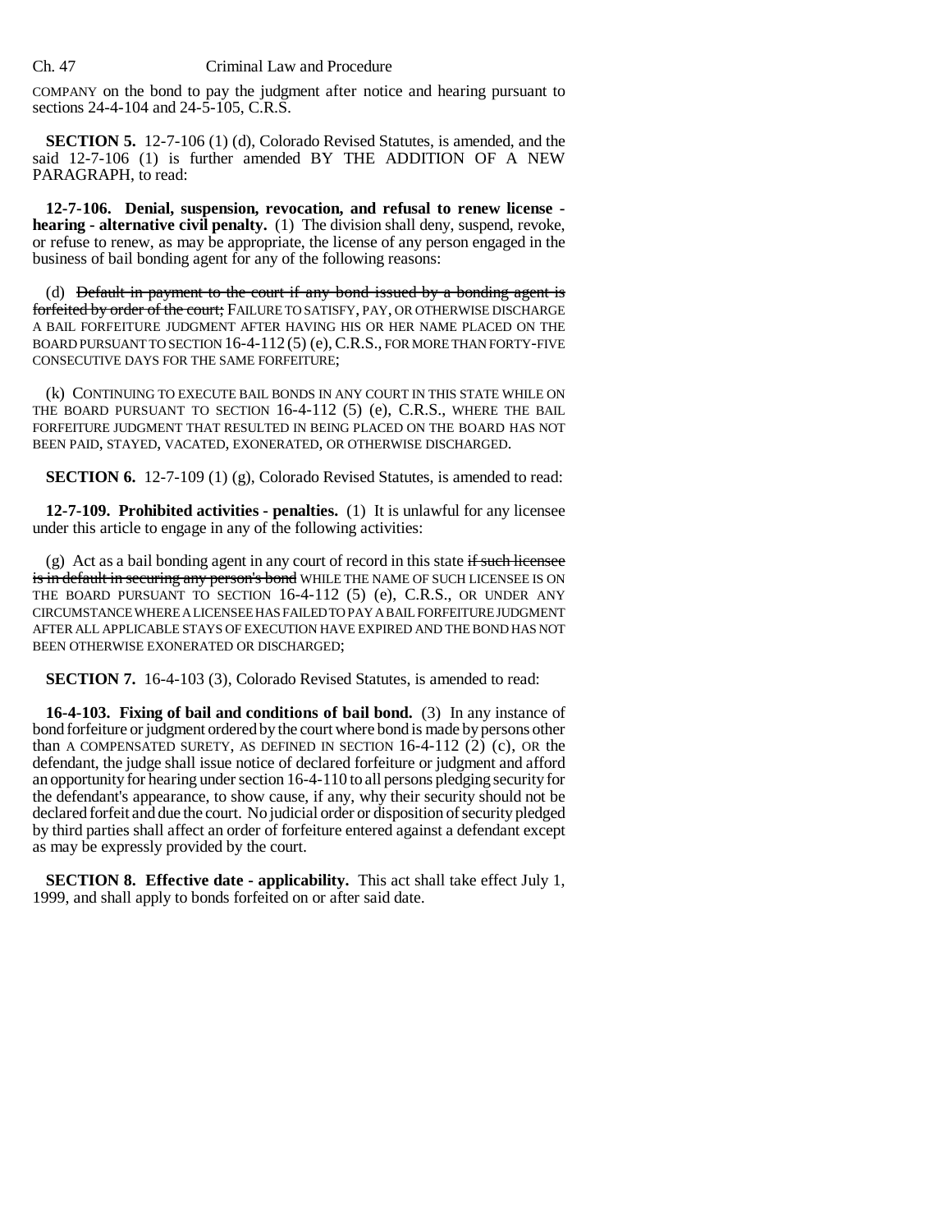COMPANY on the bond to pay the judgment after notice and hearing pursuant to sections 24-4-104 and 24-5-105, C.R.S.

**SECTION 5.** 12-7-106 (1) (d), Colorado Revised Statutes, is amended, and the said 12-7-106 (1) is further amended BY THE ADDITION OF A NEW PARAGRAPH, to read:

**12-7-106. Denial, suspension, revocation, and refusal to renew license - hearing - alternative civil penalty.** (1) The division shall deny, suspend, revoke, or refuse to renew, as may be appropriate, the license of any person engaged in the business of bail bonding agent for any of the following reasons:

(d) ~~Default in payment to the court if any bond issued by a bonding agent is forfeited by order of the court;~~ FAILURE TO SATISFY, PAY, OR OTHERWISE DISCHARGE A BAIL FORFEITURE JUDGMENT AFTER HAVING HIS OR HER NAME PLACED ON THE BOARD PURSUANT TO SECTION 16-4-112 (5) (e), C.R.S., FOR MORE THAN FORTY-FIVE CONSECUTIVE DAYS FOR THE SAME FORFEITURE;

(k) CONTINUING TO EXECUTE BAIL BONDS IN ANY COURT IN THIS STATE WHILE ON THE BOARD PURSUANT TO SECTION 16-4-112 (5) (e), C.R.S., WHERE THE BAIL FORFEITURE JUDGMENT THAT RESULTED IN BEING PLACED ON THE BOARD HAS NOT BEEN PAID, STAYED, VACATED, EXONERATED, OR OTHERWISE DISCHARGED.

**SECTION 6.** 12-7-109 (1) (g), Colorado Revised Statutes, is amended to read:

**12-7-109. Prohibited activities - penalties.** (1) It is unlawful for any licensee under this article to engage in any of the following activities:

(g) Act as a bail bonding agent in any court of record in this state ~~if such licensee is in default in securing any person's bond~~ WHILE THE NAME OF SUCH LICENSEE IS ON THE BOARD PURSUANT TO SECTION 16-4-112 (5) (e), C.R.S., OR UNDER ANY CIRCUMSTANCE WHERE A LICENSEE HAS FAILED TO PAY A BAIL FORFEITURE JUDGMENT AFTER ALL APPLICABLE STAYS OF EXECUTION HAVE EXPIRED AND THE BOND HAS NOT BEEN OTHERWISE EXONERATED OR DISCHARGED;

**SECTION 7.** 16-4-103 (3), Colorado Revised Statutes, is amended to read:

**16-4-103. Fixing of bail and conditions of bail bond.** (3) In any instance of bond forfeiture or judgment ordered by the court where bond is made by persons other than A COMPENSATED SURETY, AS DEFINED IN SECTION 16-4-112 (2) (c), OR the defendant, the judge shall issue notice of declared forfeiture or judgment and afford an opportunity for hearing under section 16-4-110 to all persons pledging security for the defendant's appearance, to show cause, if any, why their security should not be declared forfeit and due the court. No judicial order or disposition of security pledged by third parties shall affect an order of forfeiture entered against a defendant except as may be expressly provided by the court.

**SECTION 8. Effective date - applicability.** This act shall take effect July 1, 1999, and shall apply to bonds forfeited on or after said date.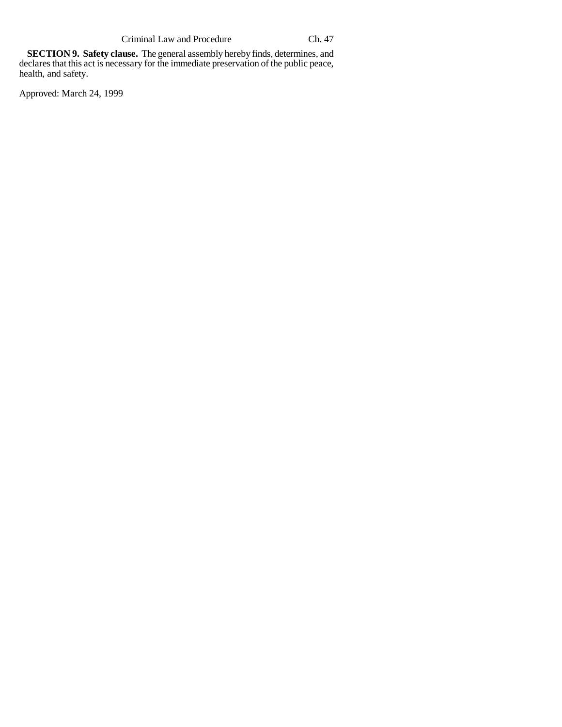**SECTION 9. Safety clause.** The general assembly hereby finds, determines, and declares that this act is necessary for the immediate preservation of the public peace, health, and safety.

Approved: March 24, 1999